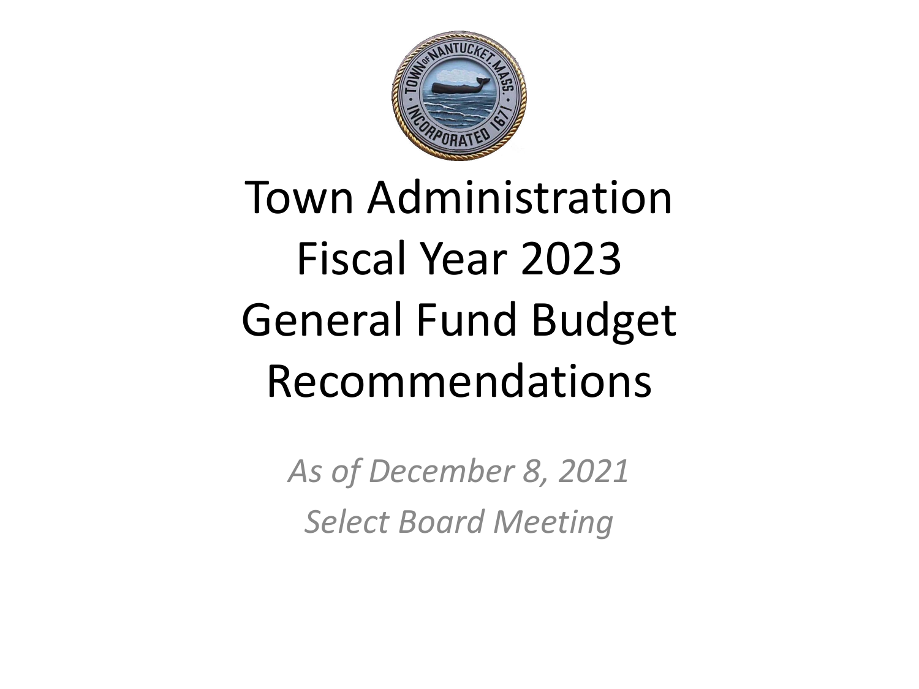# Town Administration Fiscal Year 2023 General Fund Budget Recommendations

*As of December 8, 2021*

*Select Board Meeting*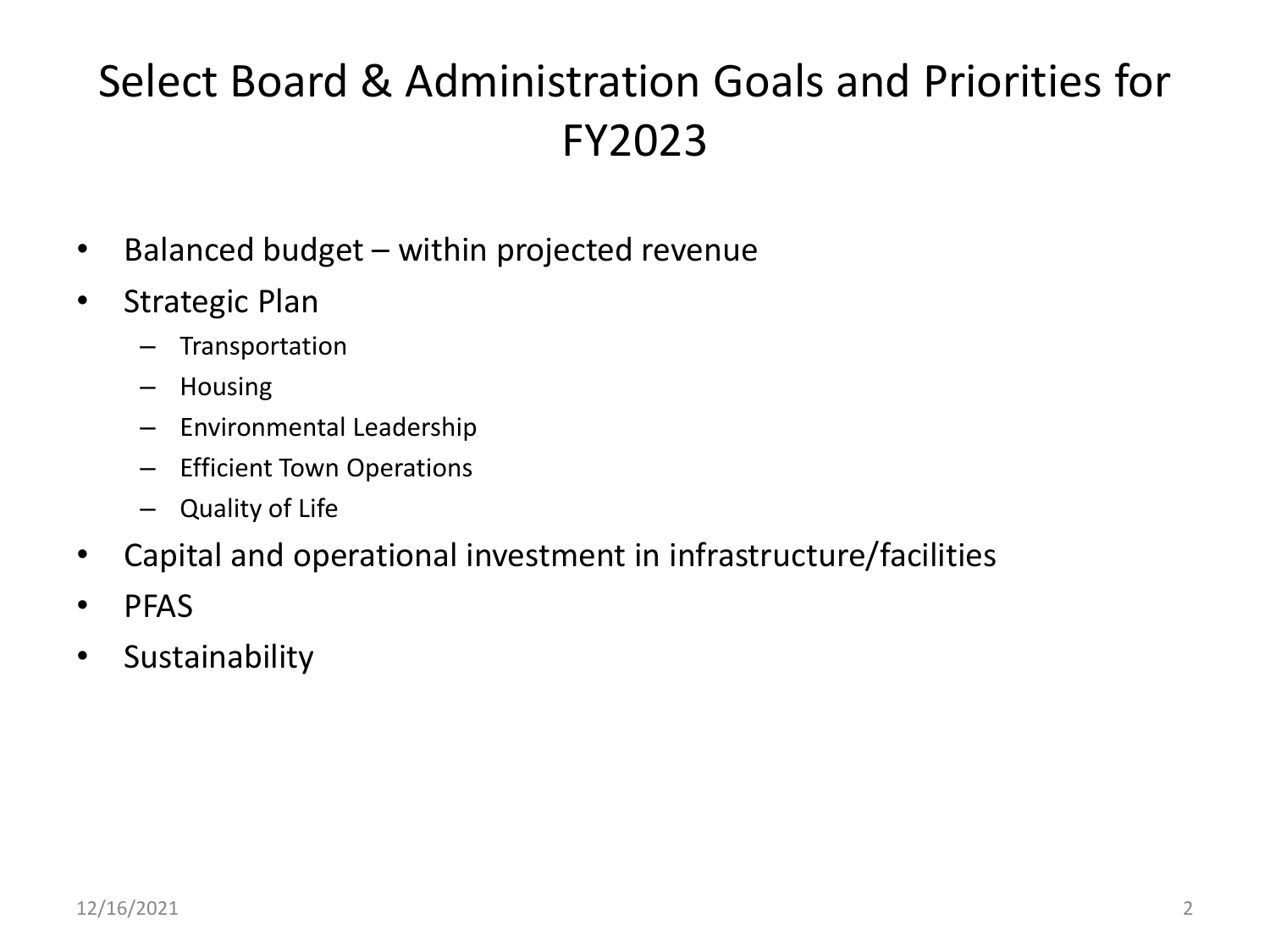# Select Board & Administration Goals and Priorities for FY2023

- Balanced budget – within projected revenue
- Strategic Plan
  - Transportation
  - Housing
  - Environmental Leadership
  - Efficient Town Operations
  - Quality of Life
- Capital and operational investment in infrastructure/facilities
- PFAS
- Sustainability

12/16/2021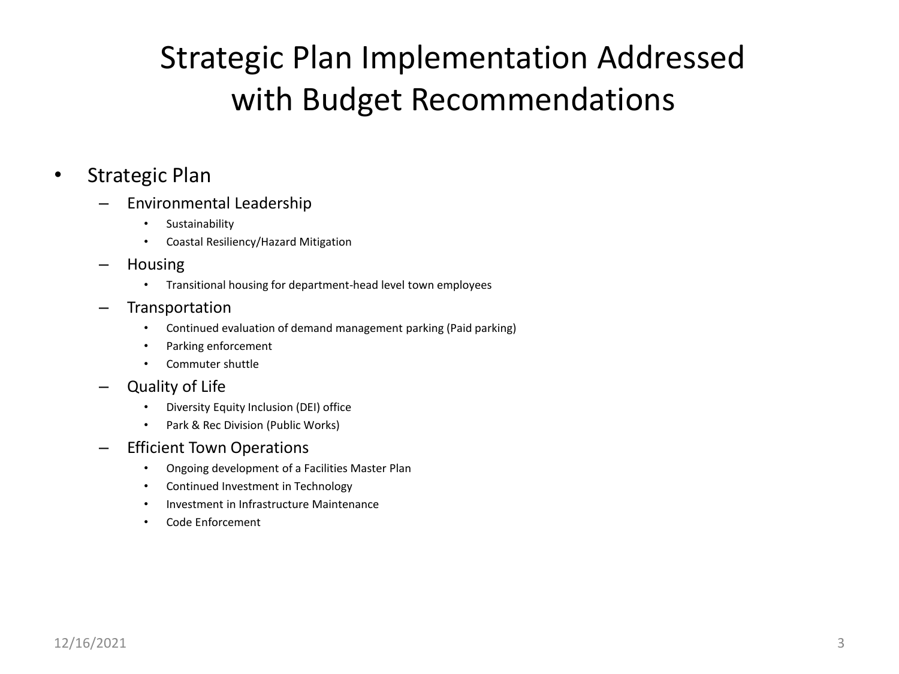# Strategic Plan Implementation Addressed with Budget Recommendations

- Strategic Plan
  - Environmental Leadership
    - Sustainability
    - Coastal Resiliency/Hazard Mitigation
  - Housing
    - Transitional housing for department-head level town employees
  - Transportation
    - Continued evaluation of demand management parking (Paid parking)
    - Parking enforcement
    - Commuter shuttle
  - Quality of Life
    - Diversity Equity Inclusion (DEI) office
    - Park & Rec Division (Public Works)
  - Efficient Town Operations
    - Ongoing development of a Facilities Master Plan
    - Continued Investment in Technology
    - Investment in Infrastructure Maintenance
    - Code Enforcement

12/16/2021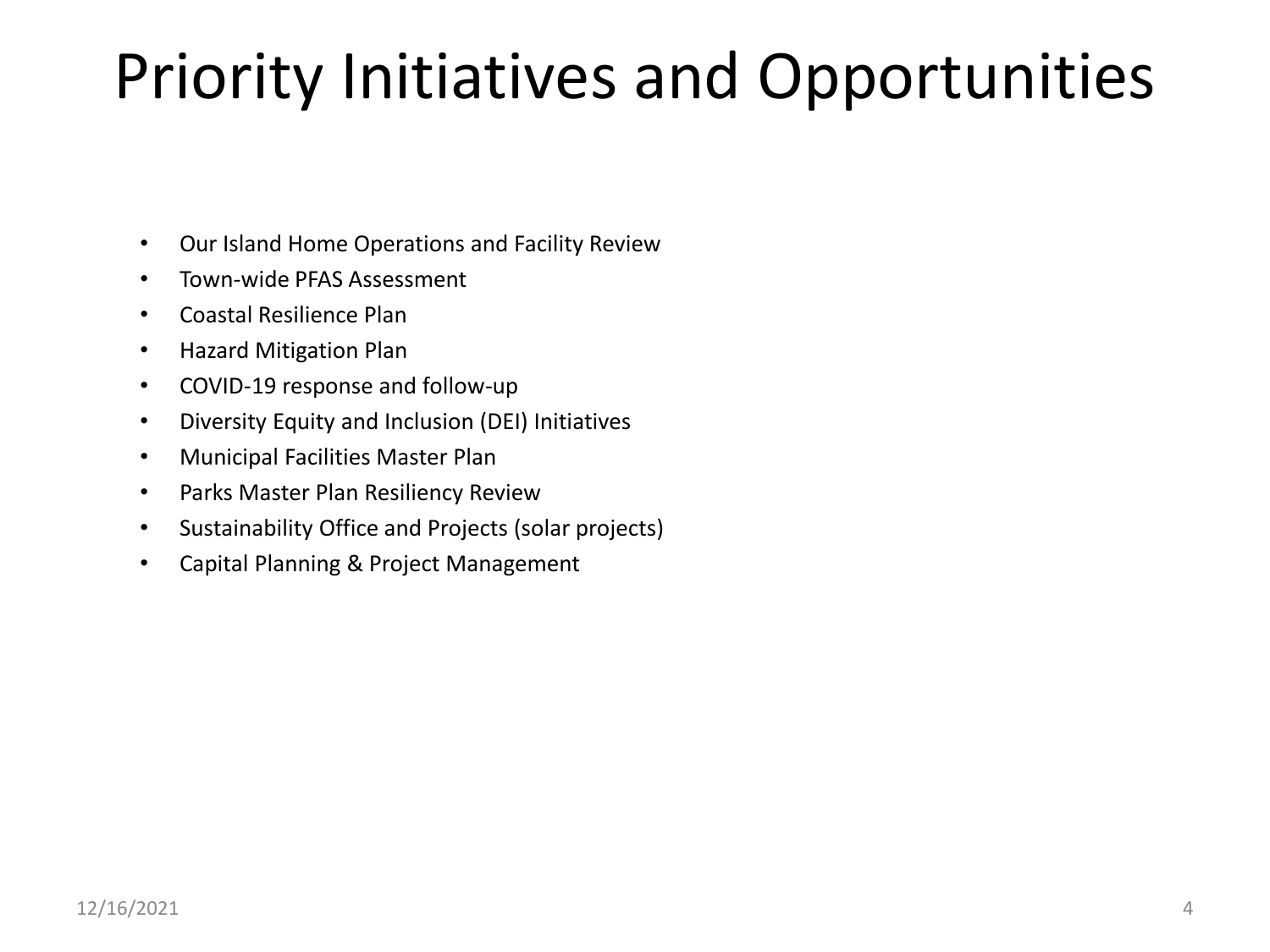# Priority Initiatives and Opportunities

- Our Island Home Operations and Facility Review
- Town-wide PFAS Assessment
- Coastal Resilience Plan
- Hazard Mitigation Plan
- COVID-19 response and follow-up
- Diversity Equity and Inclusion (DEI) Initiatives
- Municipal Facilities Master Plan
- Parks Master Plan Resiliency Review
- Sustainability Office and Projects (solar projects)
- Capital Planning & Project Management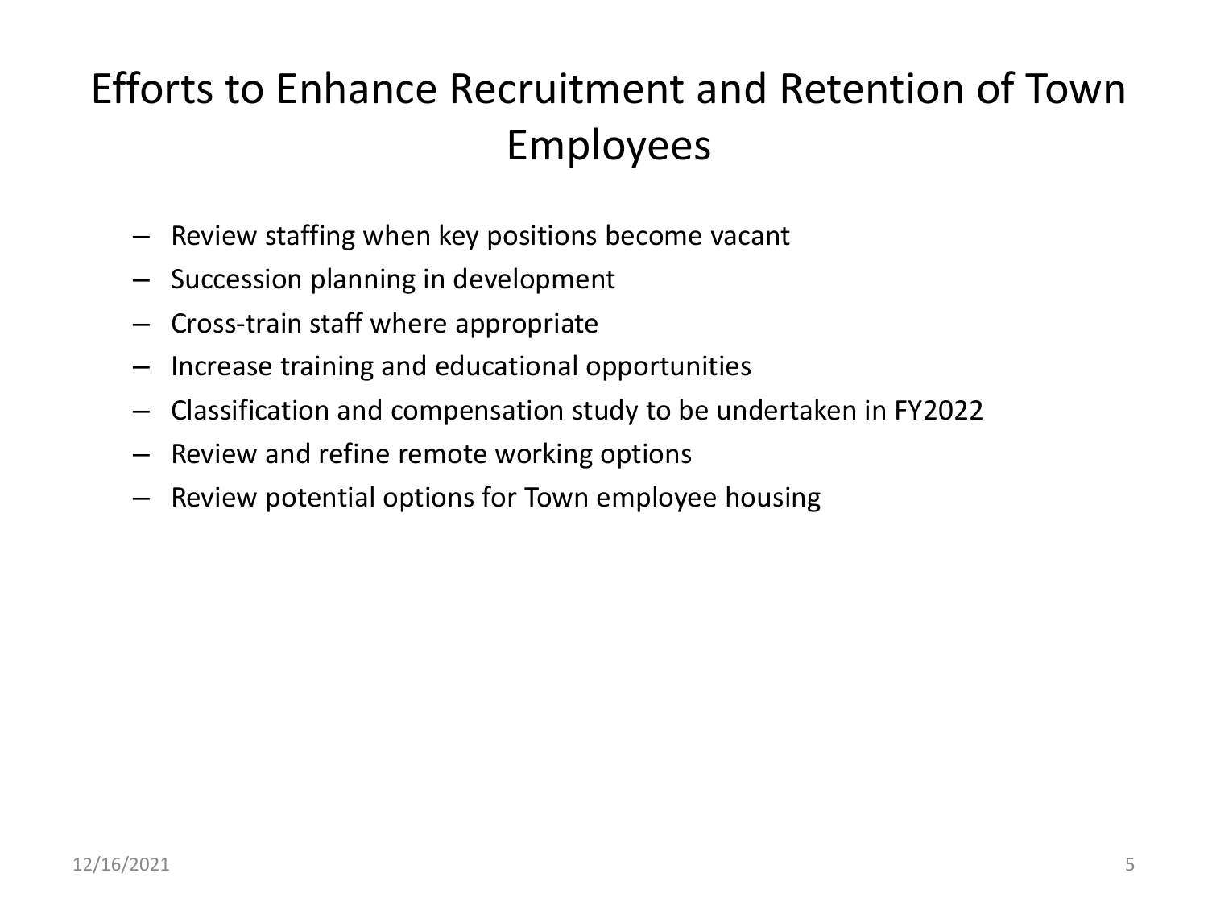# Efforts to Enhance Recruitment and Retention of Town Employees

- Review staffing when key positions become vacant
- Succession planning in development
- Cross-train staff where appropriate
- Increase training and educational opportunities
- Classification and compensation study to be undertaken in FY2022
- Review and refine remote working options
- Review potential options for Town employee housing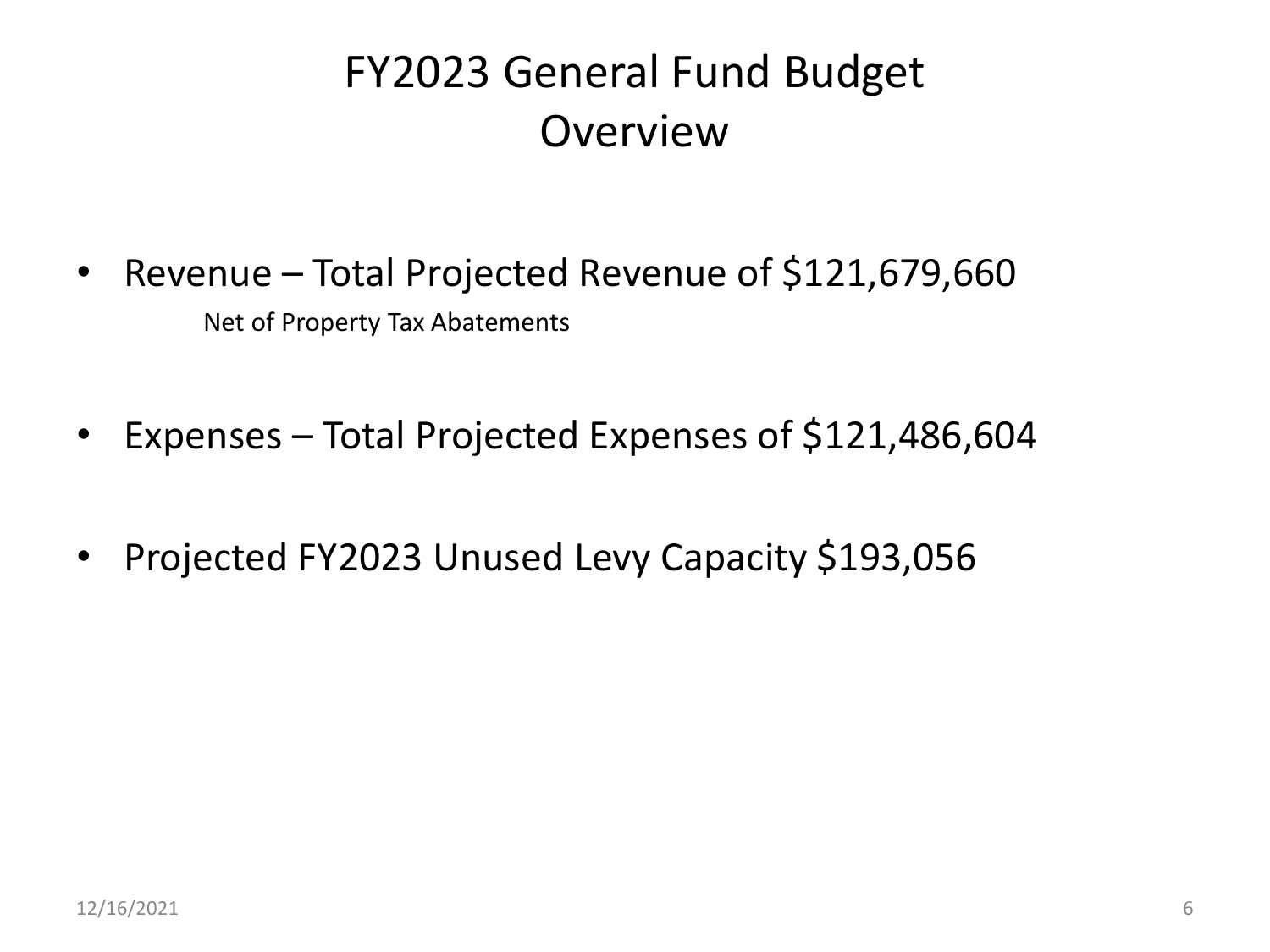# FY2023 General Fund Budget Overview

- Revenue – Total Projected Revenue of $121,679,660
  
  Net of Property Tax Abatements

- Expenses – Total Projected Expenses of $121,486,604

- Projected FY2023 Unused Levy Capacity $193,056

12/16/2021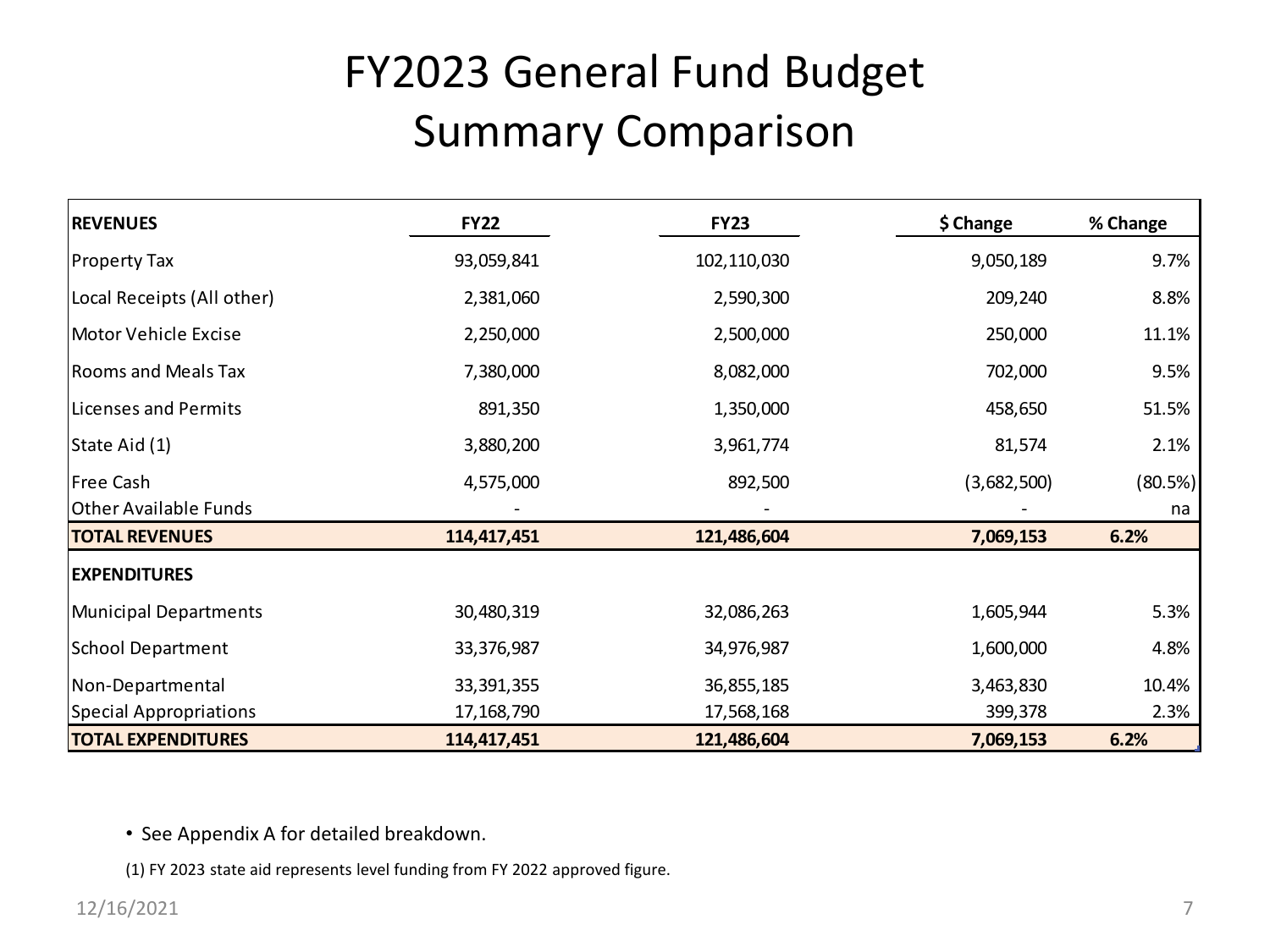# FY2023 General Fund Budget Summary Comparison

| REVENUES | FY22 | FY23 | $ Change | % Change |
|---|---|---|---|---|
| Property Tax | 93,059,841 | 102,110,030 | 9,050,189 | 9.7% |
| Local Receipts (All other) | 2,381,060 | 2,590,300 | 209,240 | 8.8% |
| Motor Vehicle Excise | 2,250,000 | 2,500,000 | 250,000 | 11.1% |
| Rooms and Meals Tax | 7,380,000 | 8,082,000 | 702,000 | 9.5% |
| Licenses and Permits | 891,350 | 1,350,000 | 458,650 | 51.5% |
| State Aid (1) | 3,880,200 | 3,961,774 | 81,574 | 2.1% |
| Free Cash | 4,575,000 | 892,500 | (3,682,500) | (80.5%) |
| Other Available Funds | - | - | - | na |
| **TOTAL REVENUES** | **114,417,451** | **121,486,604** | **7,069,153** | **6.2%** |
| **EXPENDITURES** | | | | |
| Municipal Departments | 30,480,319 | 32,086,263 | 1,605,944 | 5.3% |
| School Department | 33,376,987 | 34,976,987 | 1,600,000 | 4.8% |
| Non-Departmental | 33,391,355 | 36,855,185 | 3,463,830 | 10.4% |
| Special Appropriations | 17,168,790 | 17,568,168 | 399,378 | 2.3% |
| **TOTAL EXPENDITURES** | **114,417,451** | **121,486,604** | **7,069,153** | **6.2%** |

- See Appendix A for detailed breakdown.

(1) FY 2023 state aid represents level funding from FY 2022 approved figure.

12/16/2021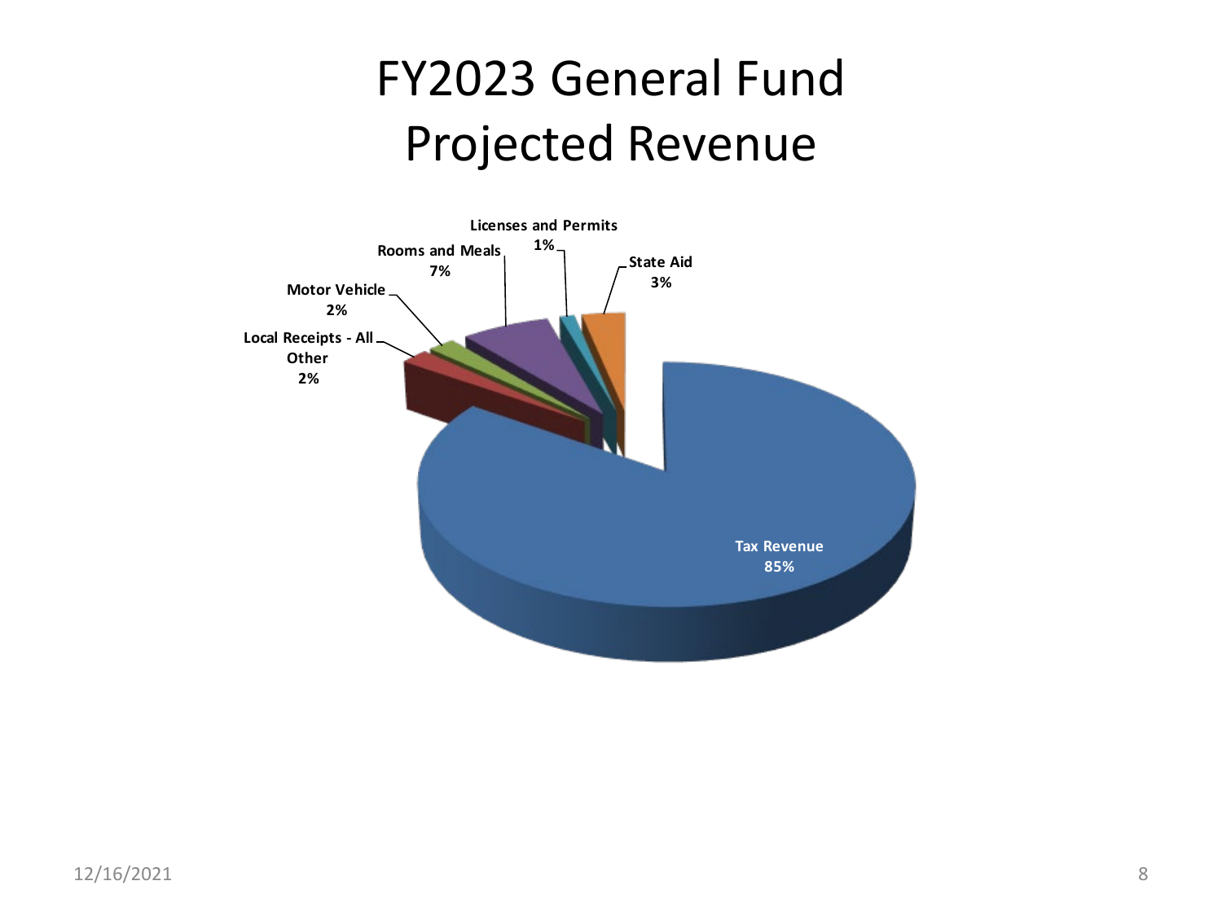# FY2023 General Fund Projected Revenue

| Category | Percentage |
| --- | --- |
| Tax Revenue | 85% |
| Rooms and Meals | 7% |
| State Aid | 3% |
| Motor Vehicle | 2% |
| Local Receipts - All Other | 2% |
| Licenses and Permits | 1% |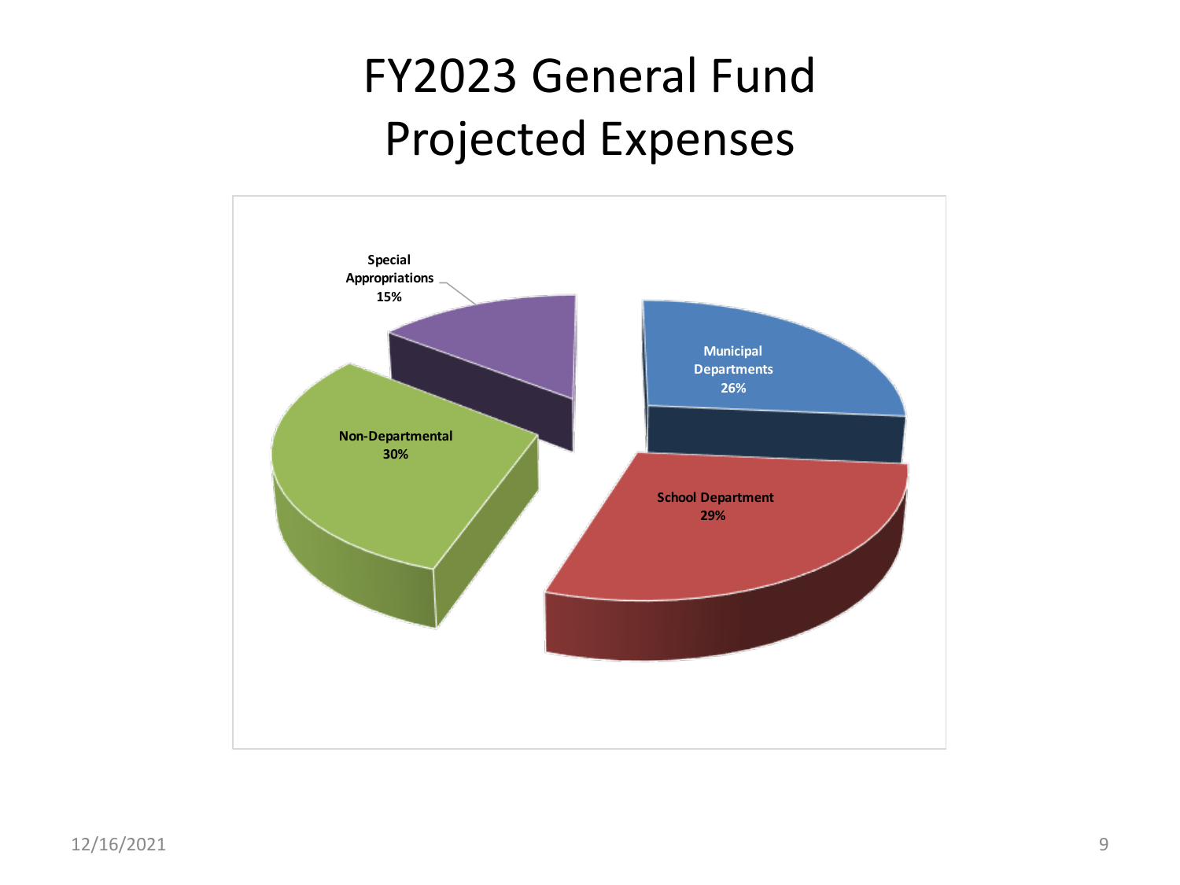# FY2023 General Fund Projected Expenses

| Category | Percentage |
| --- | --- |
| Municipal Departments | 26% |
| School Department | 29% |
| Non-Departmental | 30% |
| Special Appropriations | 15% |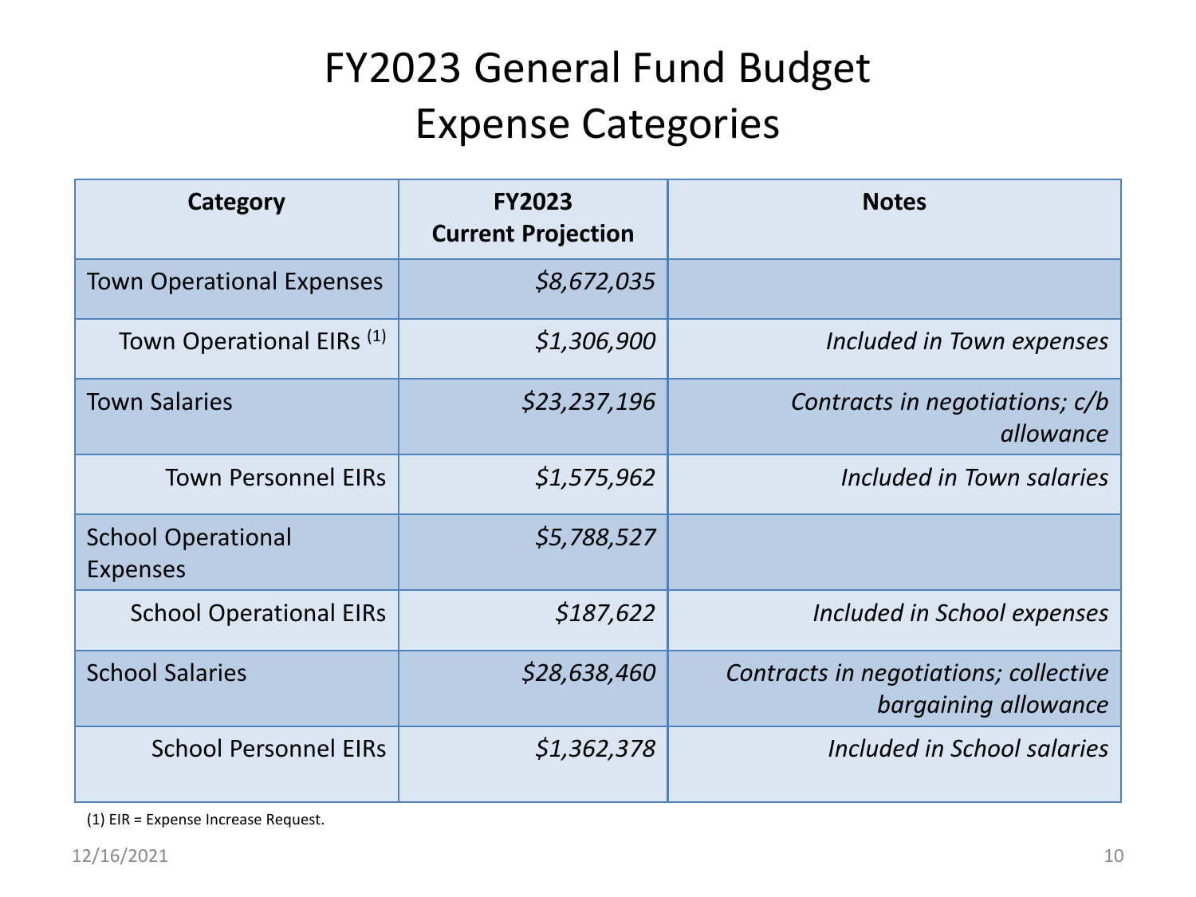# FY2023 General Fund Budget Expense Categories

| Category | FY2023 Current Projection | Notes |
|---|---|---|
| Town Operational Expenses | *$8,672,035* | |
| Town Operational EIRs [1] | *$1,306,900* | *Included in Town expenses* |
| Town Salaries | *$23,237,196* | *Contracts in negotiations; c/b allowance* |
| Town Personnel EIRs | *$1,575,962* | *Included in Town salaries* |
| School Operational Expenses | *$5,788,527* | |
| School Operational EIRs | *$187,622* | *Included in School expenses* |
| School Salaries | *$28,638,460* | *Contracts in negotiations; collective bargaining allowance* |
| School Personnel EIRs | *$1,362,378* | *Included in School salaries* |

(1) EIR = Expense Increase Request.

12/16/2021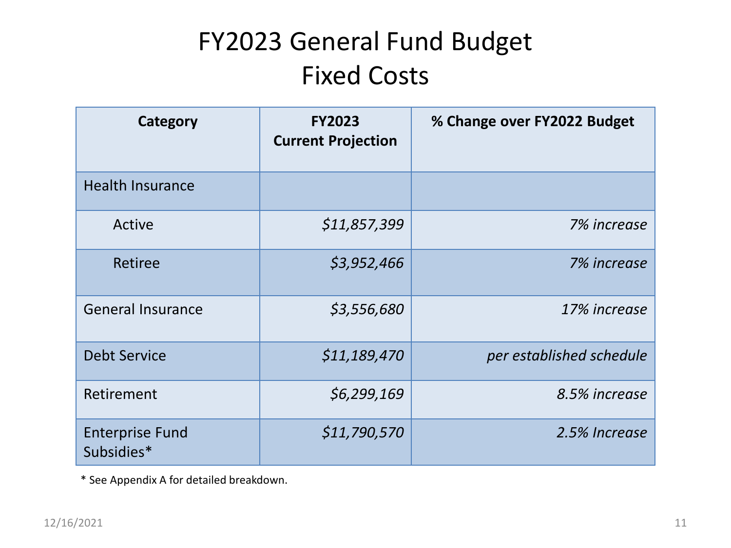# FY2023 General Fund Budget
# Fixed Costs

| Category | FY2023 Current Projection | % Change over FY2022 Budget |
|---|---|---|
| Health Insurance | | |
| Active | *$11,857,399* | *7% increase* |
| Retiree | *$3,952,466* | *7% increase* |
| General Insurance | *$3,556,680* | *17% increase* |
| Debt Service | *$11,189,470* | *per established schedule* |
| Retirement | *$6,299,169* | *8.5% increase* |
| Enterprise Fund Subsidies* | *$11,790,570* | *2.5% Increase* |

* See Appendix A for detailed breakdown.

12/16/2021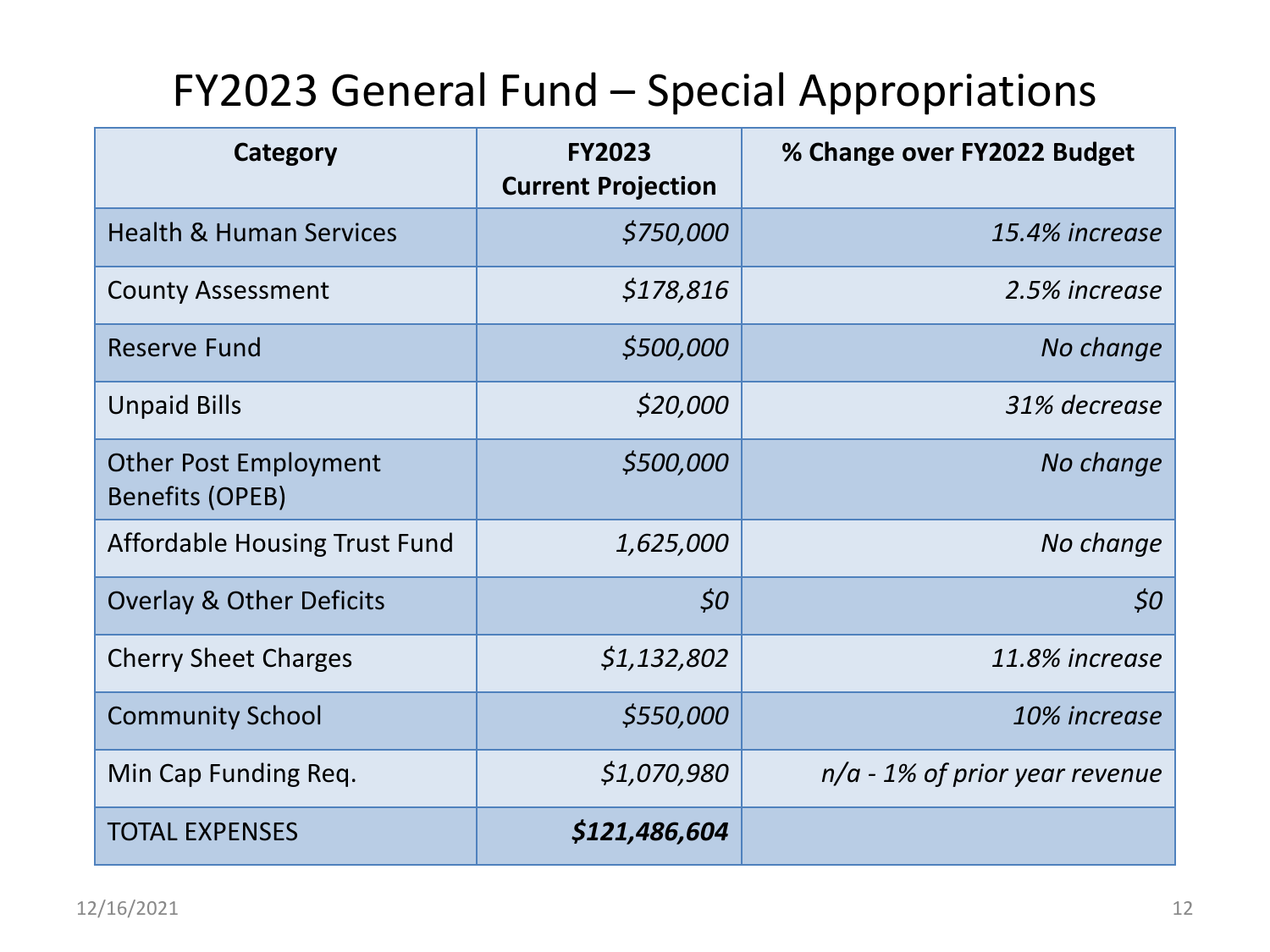# FY2023 General Fund – Special Appropriations

| Category | FY2023 Current Projection | % Change over FY2022 Budget |
|---|---:|---:|
| Health & Human Services | *$750,000* | *15.4% increase* |
| County Assessment | *$178,816* | *2.5% increase* |
| Reserve Fund | *$500,000* | *No change* |
| Unpaid Bills | *$20,000* | *31% decrease* |
| Other Post Employment Benefits (OPEB) | *$500,000* | *No change* |
| Affordable Housing Trust Fund | *1,625,000* | *No change* |
| Overlay & Other Deficits | *$0* | *$0* |
| Cherry Sheet Charges | *$1,132,802* | *11.8% increase* |
| Community School | *$550,000* | *10% increase* |
| Min Cap Funding Req. | *$1,070,980* | *n/a - 1% of prior year revenue* |
| TOTAL EXPENSES | ***$121,486,604*** | |

12/16/2021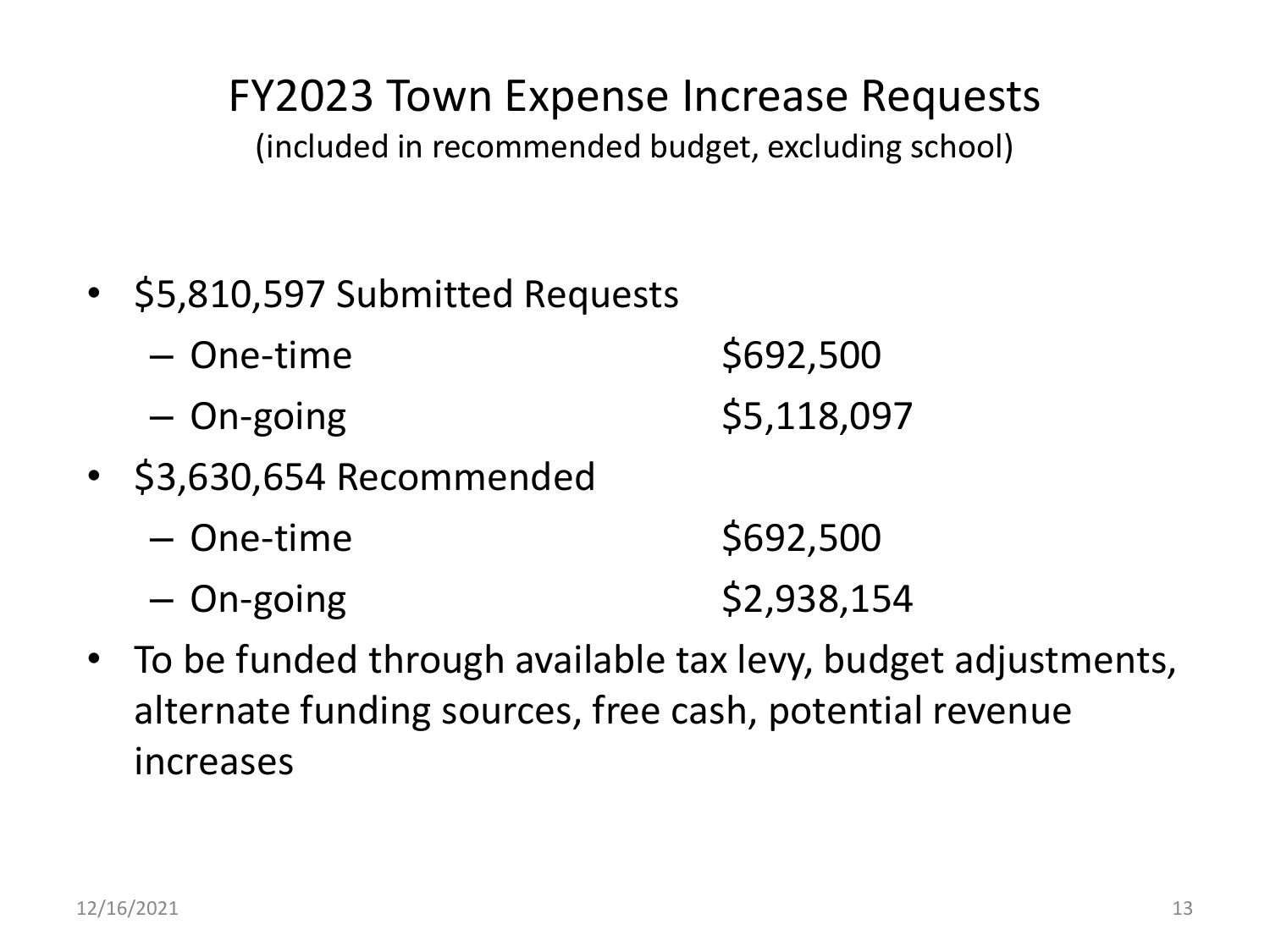# FY2023 Town Expense Increase Requests

(included in recommended budget, excluding school)

- $5,810,597 Submitted Requests
  - One-time $692,500
  - On-going $5,118,097
- $3,630,654 Recommended
  - One-time $692,500
  - On-going $2,938,154
- To be funded through available tax levy, budget adjustments, alternate funding sources, free cash, potential revenue increases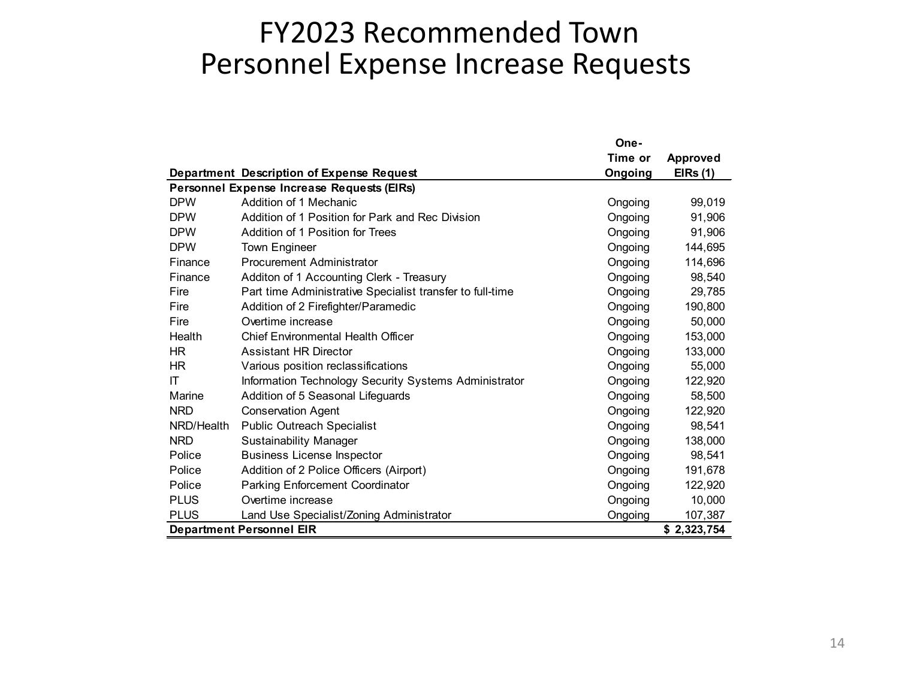# FY2023 Recommended Town Personnel Expense Increase Requests

| Department | Description of Expense Request | One-Time or Ongoing | Approved EIRs (1) |
|---|---|---|---|
| **Personnel Expense Increase Requests (EIRs)** | | | |
| DPW | Addition of 1 Mechanic | Ongoing | 99,019 |
| DPW | Addition of 1 Position for Park and Rec Division | Ongoing | 91,906 |
| DPW | Addition of 1 Position for Trees | Ongoing | 91,906 |
| DPW | Town Engineer | Ongoing | 144,695 |
| Finance | Procurement Administrator | Ongoing | 114,696 |
| Finance | Additon of 1 Accounting Clerk - Treasury | Ongoing | 98,540 |
| Fire | Part time Administrative Specialist transfer to full-time | Ongoing | 29,785 |
| Fire | Addition of 2 Firefighter/Paramedic | Ongoing | 190,800 |
| Fire | Overtime increase | Ongoing | 50,000 |
| Health | Chief Environmental Health Officer | Ongoing | 153,000 |
| HR | Assistant HR Director | Ongoing | 133,000 |
| HR | Various position reclassifications | Ongoing | 55,000 |
| IT | Information Technology Security Systems Administrator | Ongoing | 122,920 |
| Marine | Addition of 5 Seasonal Lifeguards | Ongoing | 58,500 |
| NRD | Conservation Agent | Ongoing | 122,920 |
| NRD/Health | Public Outreach Specialist | Ongoing | 98,541 |
| NRD | Sustainability Manager | Ongoing | 138,000 |
| Police | Business License Inspector | Ongoing | 98,541 |
| Police | Addition of 2 Police Officers (Airport) | Ongoing | 191,678 |
| Police | Parking Enforcement Coordinator | Ongoing | 122,920 |
| PLUS | Overtime increase | Ongoing | 10,000 |
| PLUS | Land Use Specialist/Zoning Administrator | Ongoing | 107,387 |
| **Department Personnel EIR** | | | **$ 2,323,754** |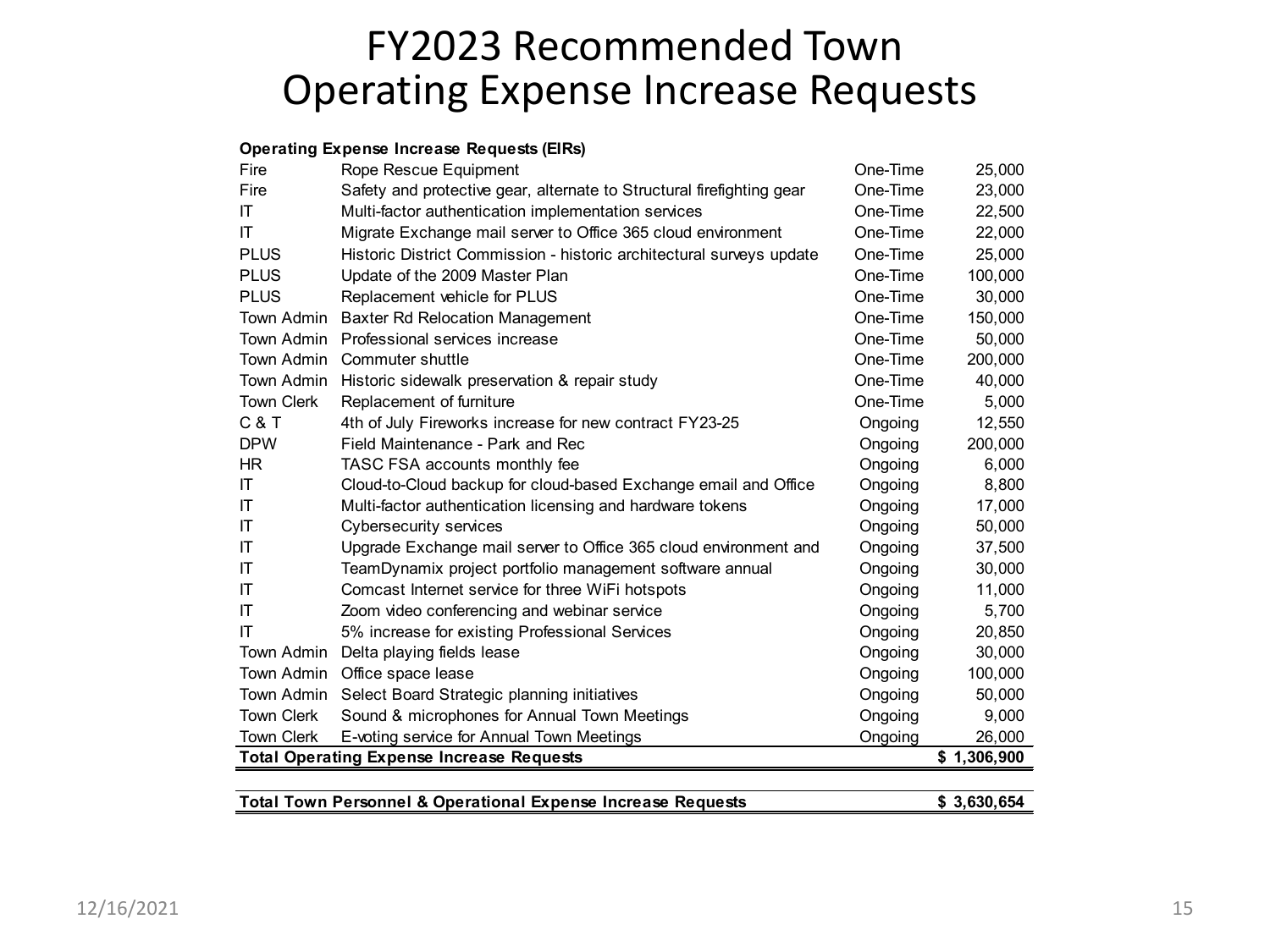# FY2023 Recommended Town Operating Expense Increase Requests

| Operating Expense Increase Requests (EIRs) | | | |
|---|---|---|---|
| Fire | Rope Rescue Equipment | One-Time | 25,000 |
| Fire | Safety and protective gear, alternate to Structural firefighting gear | One-Time | 23,000 |
| IT | Multi-factor authentication implementation services | One-Time | 22,500 |
| IT | Migrate Exchange mail server to Office 365 cloud environment | One-Time | 22,000 |
| PLUS | Historic District Commission - historic architectural surveys update | One-Time | 25,000 |
| PLUS | Update of the 2009 Master Plan | One-Time | 100,000 |
| PLUS | Replacement vehicle for PLUS | One-Time | 30,000 |
| Town Admin | Baxter Rd Relocation Management | One-Time | 150,000 |
| Town Admin | Professional services increase | One-Time | 50,000 |
| Town Admin | Commuter shuttle | One-Time | 200,000 |
| Town Admin | Historic sidewalk preservation & repair study | One-Time | 40,000 |
| Town Clerk | Replacement of furniture | One-Time | 5,000 |
| C & T | 4th of July Fireworks increase for new contract FY23-25 | Ongoing | 12,550 |
| DPW | Field Maintenance - Park and Rec | Ongoing | 200,000 |
| HR | TASC FSA accounts monthly fee | Ongoing | 6,000 |
| IT | Cloud-to-Cloud backup for cloud-based Exchange email and Office | Ongoing | 8,800 |
| IT | Multi-factor authentication licensing and hardware tokens | Ongoing | 17,000 |
| IT | Cybersecurity services | Ongoing | 50,000 |
| IT | Upgrade Exchange mail server to Office 365 cloud environment and | Ongoing | 37,500 |
| IT | TeamDynamix project portfolio management software annual | Ongoing | 30,000 |
| IT | Comcast Internet service for three WiFi hotspots | Ongoing | 11,000 |
| IT | Zoom video conferencing and webinar service | Ongoing | 5,700 |
| IT | 5% increase for existing Professional Services | Ongoing | 20,850 |
| Town Admin | Delta playing fields lease | Ongoing | 30,000 |
| Town Admin | Office space lease | Ongoing | 100,000 |
| Town Admin | Select Board Strategic planning initiatives | Ongoing | 50,000 |
| Town Clerk | Sound & microphones for Annual Town Meetings | Ongoing | 9,000 |
| Town Clerk | E-voting service for Annual Town Meetings | Ongoing | 26,000 |
| **Total Operating Expense Increase Requests** | | | **$ 1,306,900** |
| | | | |
| **Total Town Personnel & Operational Expense Increase Requests** | | | **$ 3,630,654** |

12/16/2021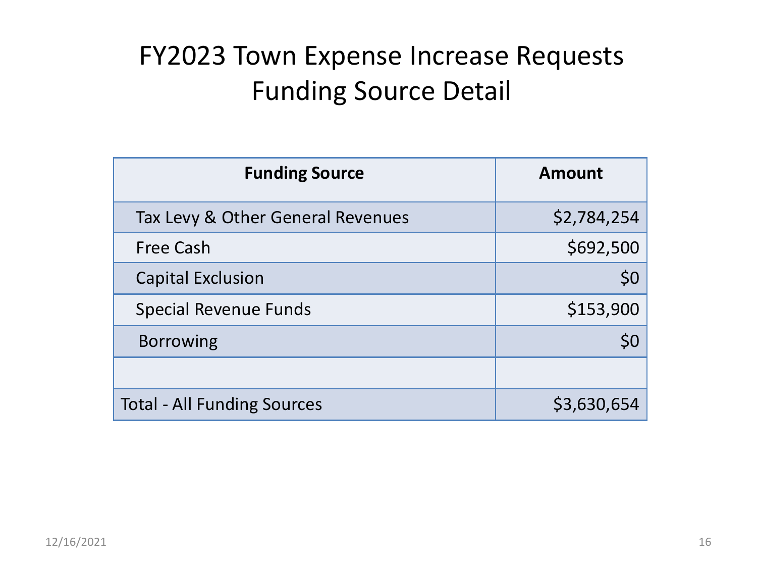# FY2023 Town Expense Increase Requests
# Funding Source Detail

| Funding Source | Amount |
| --- | --- |
| Tax Levy & Other General Revenues | $2,784,254 |
| Free Cash | $692,500 |
| Capital Exclusion | $0 |
| Special Revenue Funds | $153,900 |
| Borrowing | $0 |
| | |
| Total - All Funding Sources | $3,630,654 |

12/16/2021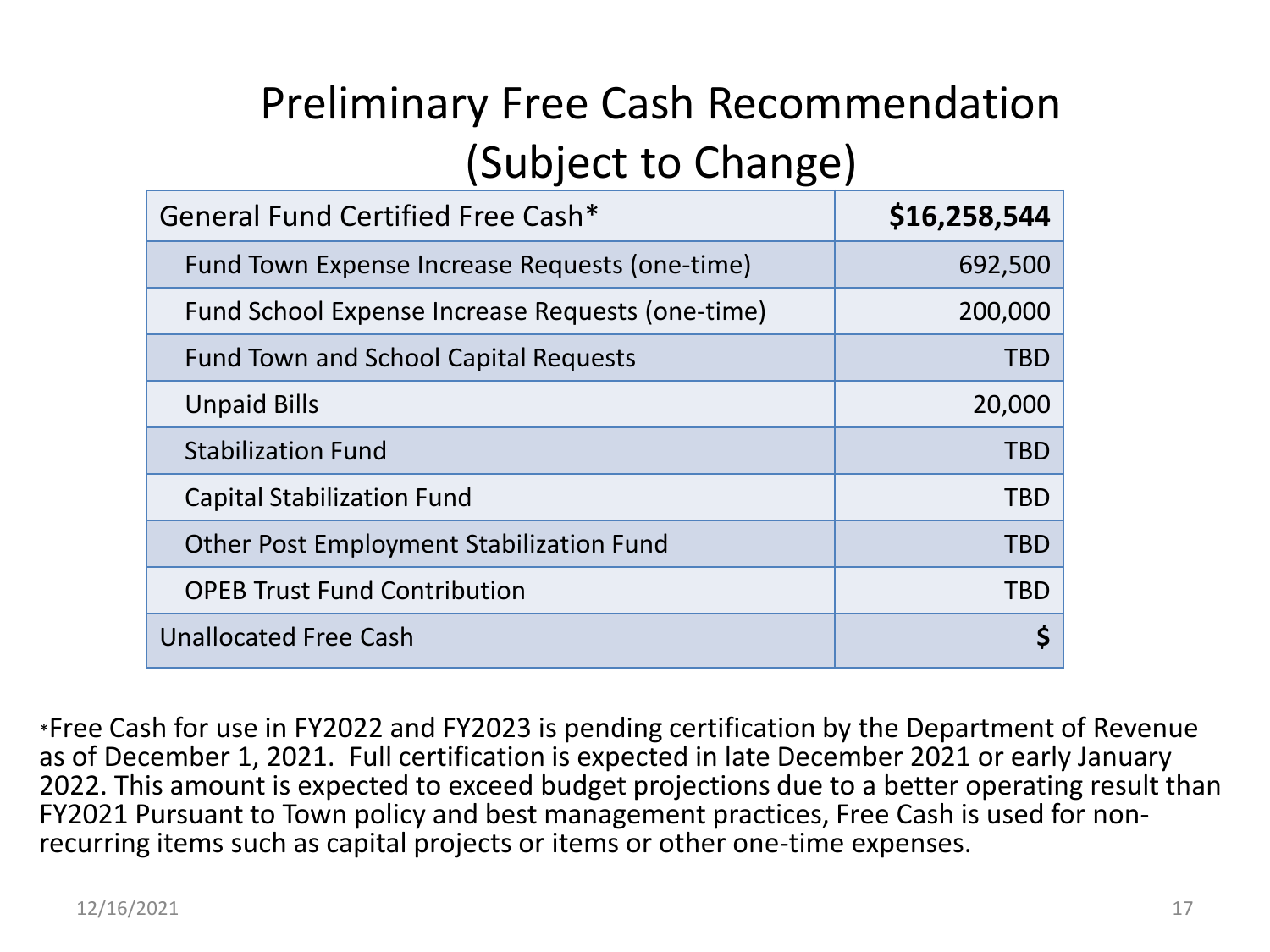# Preliminary Free Cash Recommendation (Subject to Change)

| General Fund Certified Free Cash* | **$16,258,544** |
|---|---|
| Fund Town Expense Increase Requests (one-time) | 692,500 |
| Fund School Expense Increase Requests (one-time) | 200,000 |
| Fund Town and School Capital Requests | TBD |
| Unpaid Bills | 20,000 |
| Stabilization Fund | TBD |
| Capital Stabilization Fund | TBD |
| Other Post Employment Stabilization Fund | TBD |
| OPEB Trust Fund Contribution | TBD |
| Unallocated Free Cash | **$** |

*Free Cash for use in FY2022 and FY2023 is pending certification by the Department of Revenue as of December 1, 2021. Full certification is expected in late December 2021 or early January 2022. This amount is expected to exceed budget projections due to a better operating result than FY2021 Pursuant to Town policy and best management practices, Free Cash is used for non-recurring items such as capital projects or items or other one-time expenses.

12/16/2021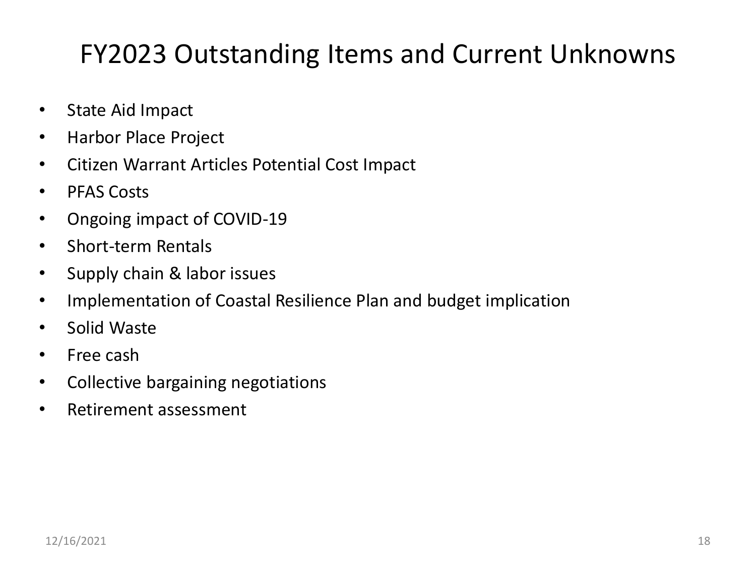# FY2023 Outstanding Items and Current Unknowns

- State Aid Impact
- Harbor Place Project
- Citizen Warrant Articles Potential Cost Impact
- PFAS Costs
- Ongoing impact of COVID-19
- Short-term Rentals
- Supply chain & labor issues
- Implementation of Coastal Resilience Plan and budget implication
- Solid Waste
- Free cash
- Collective bargaining negotiations
- Retirement assessment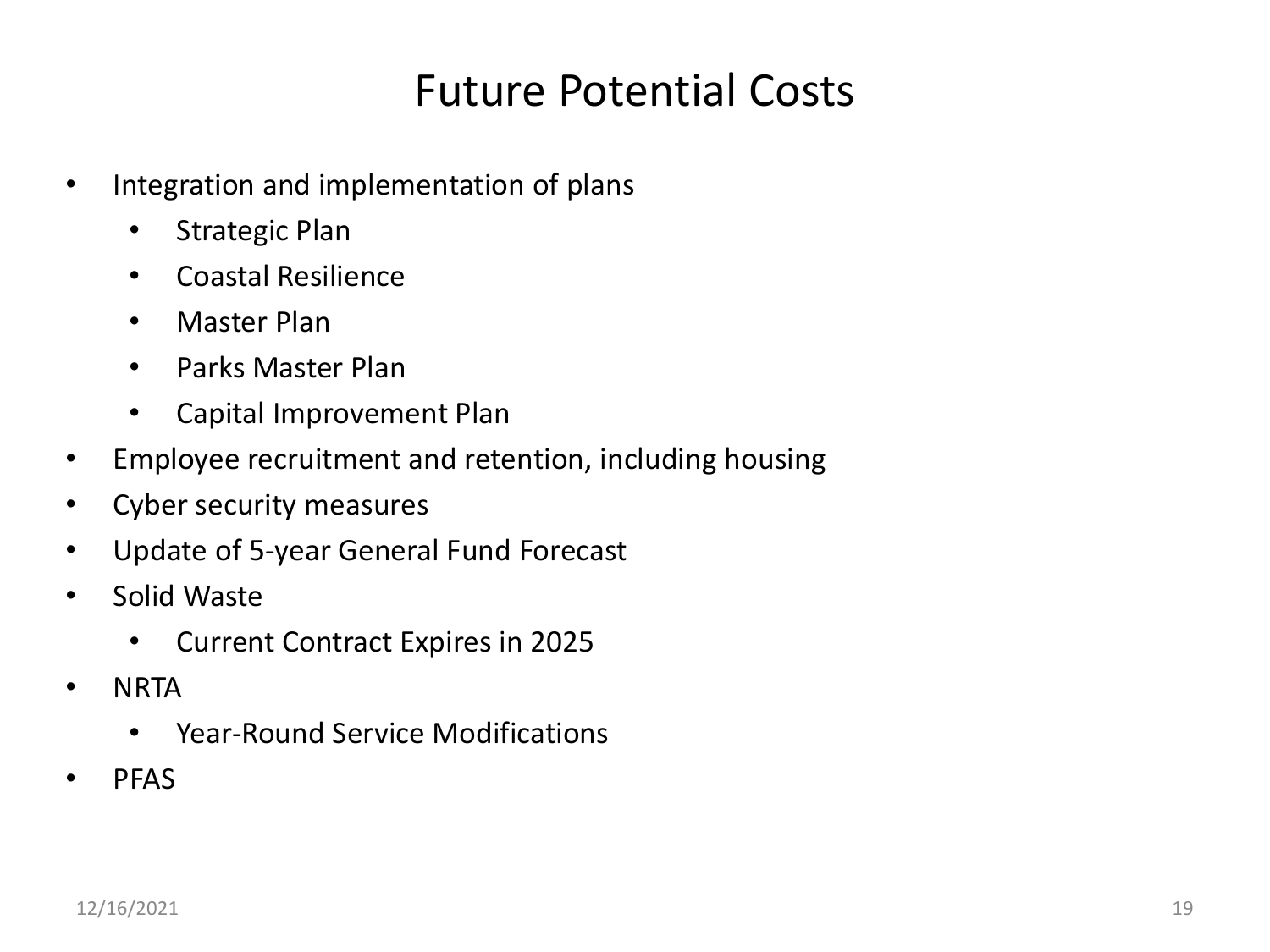# Future Potential Costs

- Integration and implementation of plans
  - Strategic Plan
  - Coastal Resilience
  - Master Plan
  - Parks Master Plan
  - Capital Improvement Plan
- Employee recruitment and retention, including housing
- Cyber security measures
- Update of 5-year General Fund Forecast
- Solid Waste
  - Current Contract Expires in 2025
- NRTA
  - Year-Round Service Modifications
- PFAS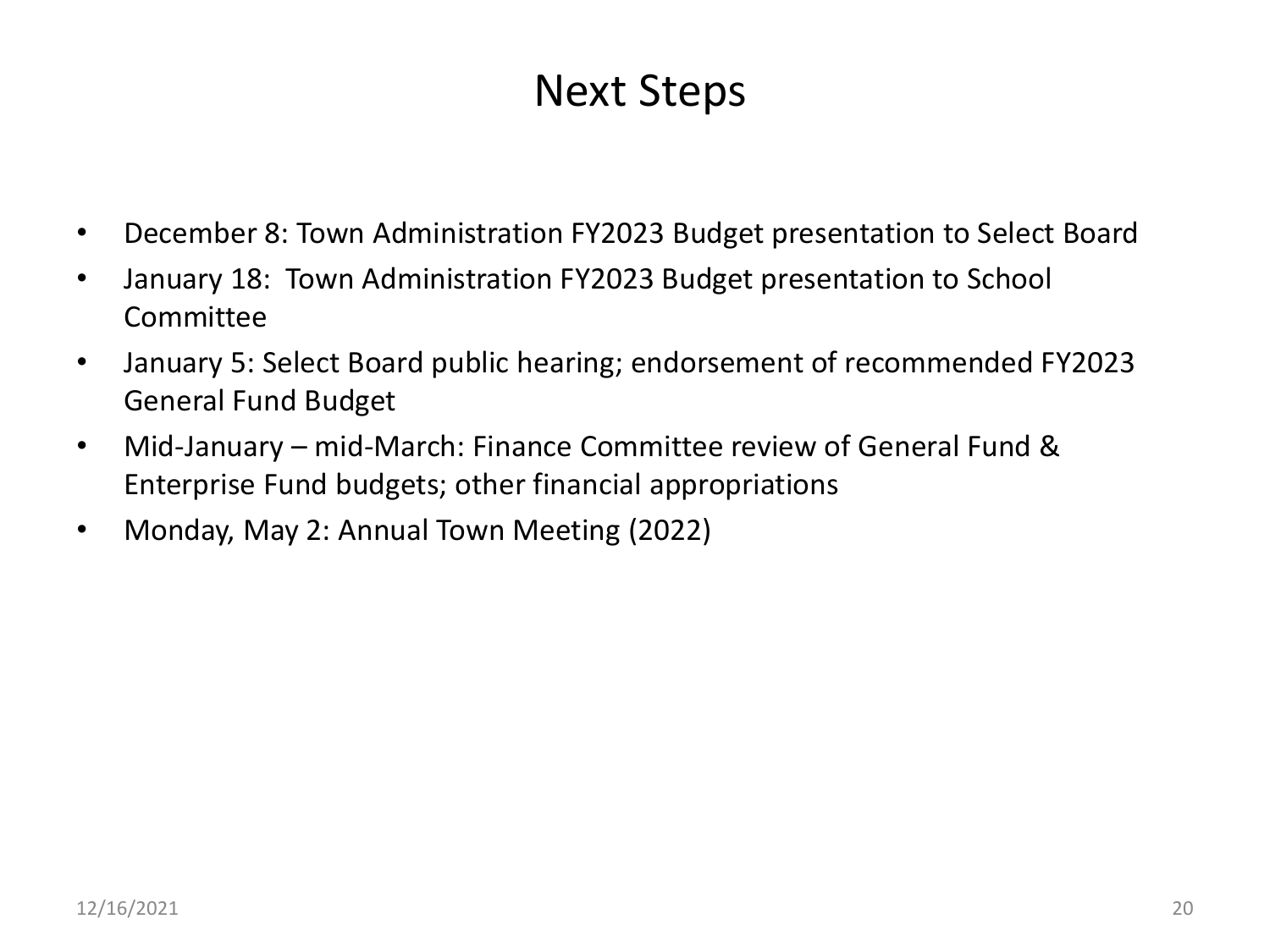# Next Steps

- December 8: Town Administration FY2023 Budget presentation to Select Board
- January 18: Town Administration FY2023 Budget presentation to School Committee
- January 5: Select Board public hearing; endorsement of recommended FY2023 General Fund Budget
- Mid-January – mid-March: Finance Committee review of General Fund & Enterprise Fund budgets; other financial appropriations
- Monday, May 2: Annual Town Meeting (2022)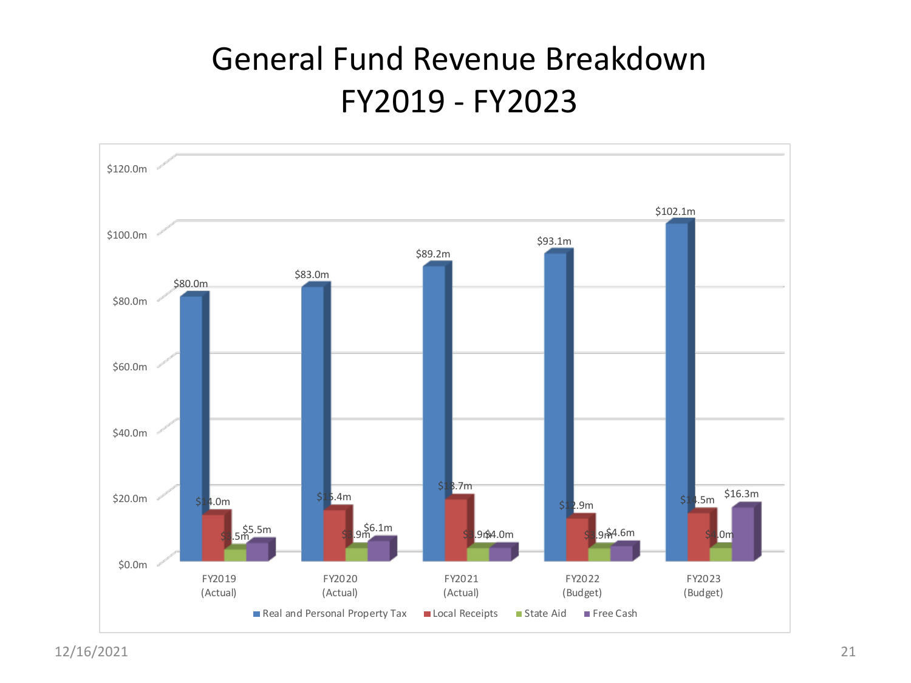# General Fund Revenue Breakdown
# FY2019 - FY2023

| | FY2019 (Actual) | FY2020 (Actual) | FY2021 (Actual) | FY2022 (Budget) | FY2023 (Budget) |
|---|---|---|---|---|---|
| Real and Personal Property Tax | $80.0m | $83.0m | $89.2m | $93.1m | $102.1m |
| Local Receipts | $14.0m | $15.4m | $18.7m | $12.9m | $14.5m |
| State Aid | $3.5m | $3.9m | $3.9m | $3.9m | $4.0m |
| Free Cash | $5.5m | $6.1m | $4.0m | $4.6m | $16.3m |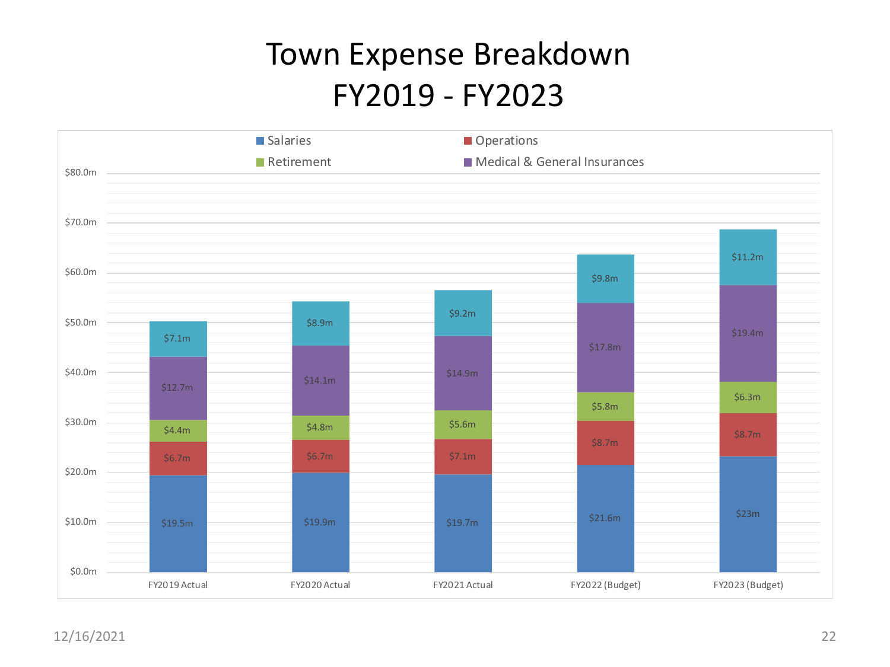# Town Expense Breakdown
# FY2019 - FY2023

| | FY2019 Actual | FY2020 Actual | FY2021 Actual | FY2022 (Budget) | FY2023 (Budget) |
|---|---|---|---|---|---|
| Salaries | $19.5m | $19.9m | $19.7m | $21.6m | $23m |
| Operations | $6.7m | $6.7m | $7.1m | $8.7m | $8.7m |
| Retirement | $4.4m | $4.8m | $5.6m | $5.8m | $6.3m |
| Medical & General Insurances | $12.7m | $14.1m | $14.9m | $17.8m | $19.4m |
| | $7.1m | $8.9m | $9.2m | $9.8m | $11.2m |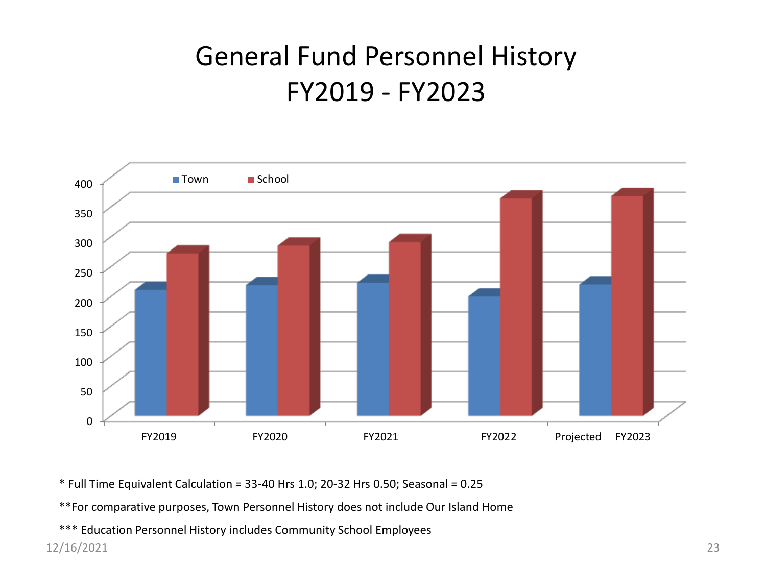# General Fund Personnel History FY2019 - FY2023

Town / School

| | FY2019 | FY2020 | FY2021 | FY2022 | Projected FY2023 |
|---|---|---|---|---|---|

\* Full Time Equivalent Calculation = 33-40 Hrs 1.0; 20-32 Hrs 0.50; Seasonal = 0.25

**For comparative purposes, Town Personnel History does not include Our Island Home

*** Education Personnel History includes Community School Employees

12/16/2021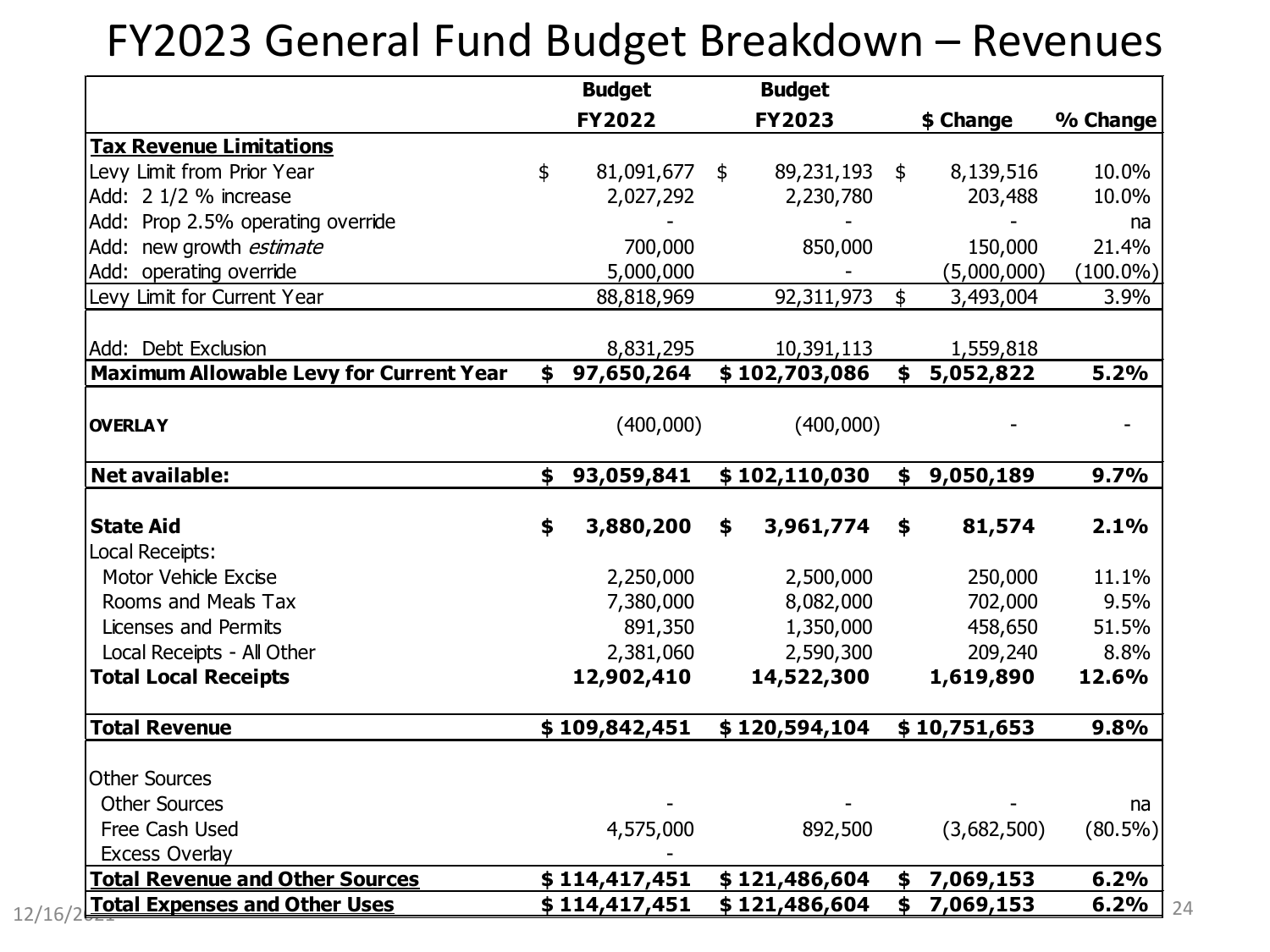# FY2023 General Fund Budget Breakdown – Revenues

| | Budget FY2022 | Budget FY2023 | $ Change | % Change |
|---|---|---|---|---|
| **Tax Revenue Limitations** | | | | |
| Levy Limit from Prior Year | $ 81,091,677 | $ 89,231,193 | $ 8,139,516 | 10.0% |
| Add: 2 1/2 % increase | 2,027,292 | 2,230,780 | 203,488 | 10.0% |
| Add: Prop 2.5% operating override | - | - | - | na |
| Add: new growth *estimate* | 700,000 | 850,000 | 150,000 | 21.4% |
| Add: operating override | 5,000,000 | - | (5,000,000) | (100.0%) |
| Levy Limit for Current Year | 88,818,969 | 92,311,973 | $ 3,493,004 | 3.9% |
| Add: Debt Exclusion | 8,831,295 | 10,391,113 | 1,559,818 | |
| **Maximum Allowable Levy for Current Year** | **$ 97,650,264** | **$ 102,703,086** | **$ 5,052,822** | **5.2%** |
| **OVERLAY** | (400,000) | (400,000) | - | - |
| **Net available:** | **$ 93,059,841** | **$ 102,110,030** | **$ 9,050,189** | **9.7%** |
| **State Aid** | **$ 3,880,200** | **$ 3,961,774** | **$ 81,574** | **2.1%** |
| Local Receipts: | | | | |
| Motor Vehicle Excise | 2,250,000 | 2,500,000 | 250,000 | 11.1% |
| Rooms and Meals Tax | 7,380,000 | 8,082,000 | 702,000 | 9.5% |
| Licenses and Permits | 891,350 | 1,350,000 | 458,650 | 51.5% |
| Local Receipts - All Other | 2,381,060 | 2,590,300 | 209,240 | 8.8% |
| **Total Local Receipts** | **12,902,410** | **14,522,300** | **1,619,890** | **12.6%** |
| **Total Revenue** | **$ 109,842,451** | **$ 120,594,104** | **$ 10,751,653** | **9.8%** |
| Other Sources | | | | |
| Other Sources | - | - | - | na |
| Free Cash Used | 4,575,000 | 892,500 | (3,682,500) | (80.5%) |
| Excess Overlay | - | | | |
| **Total Revenue and Other Sources** | **$ 114,417,451** | **$ 121,486,604** | **$ 7,069,153** | **6.2%** |
| **Total Expenses and Other Uses** | **$ 114,417,451** | **$ 121,486,604** | **$ 7,069,153** | **6.2%** |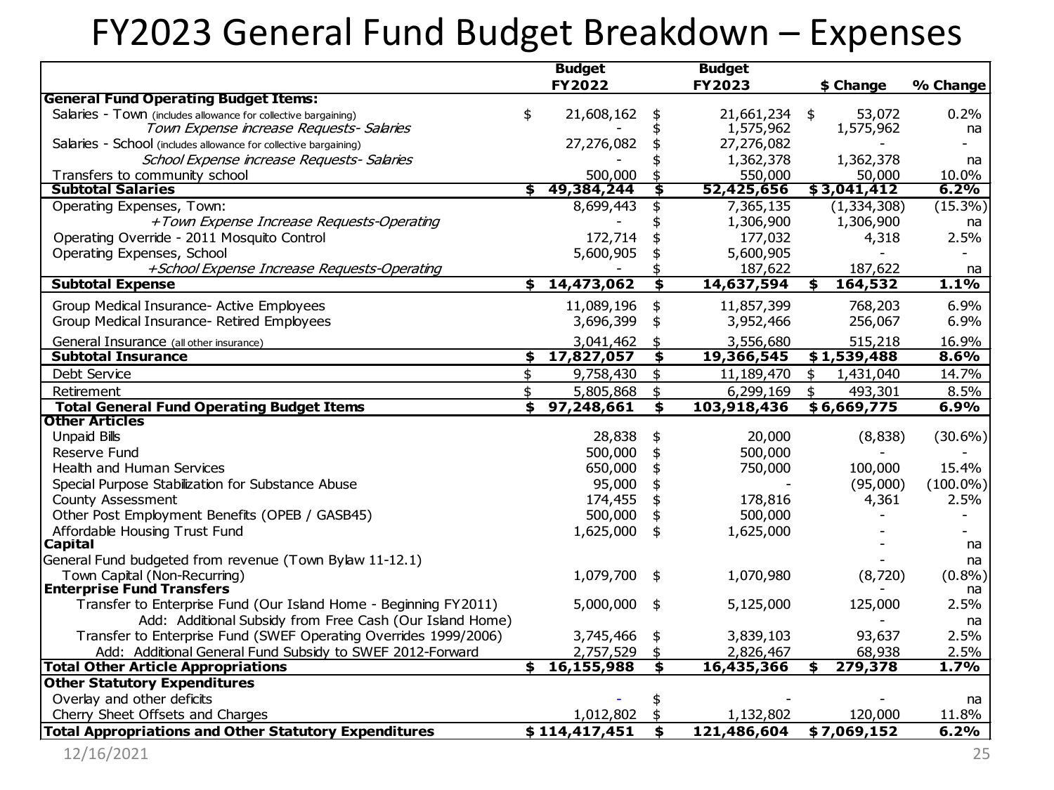# FY2023 General Fund Budget Breakdown – Expenses

| | Budget FY2022 | Budget FY2023 | $ Change | % Change |
|---|---|---|---|---|
| **General Fund Operating Budget Items:** | | | | |
| Salaries - Town (includes allowance for collective bargaining) | $ 21,608,162 | $ 21,661,234 | $ 53,072 | 0.2% |
| *Town Expense increase Requests- Salaries* | - | $ 1,575,962 | 1,575,962 | na |
| Salaries - School (includes allowance for collective bargaining) | 27,276,082 | $ 27,276,082 | - | - |
| *School Expense increase Requests- Salaries* | - | $ 1,362,378 | 1,362,378 | na |
| Transfers to community school | 500,000 | $ 550,000 | 50,000 | 10.0% |
| **Subtotal Salaries** | **$ 49,384,244** | **$ 52,425,656** | **$ 3,041,412** | **6.2%** |
| Operating Expenses, Town: | 8,699,443 | $ 7,365,135 | (1,334,308) | (15.3%) |
| *+Town Expense Increase Requests-Operating* | - | $ 1,306,900 | 1,306,900 | na |
| Operating Override - 2011 Mosquito Control | 172,714 | $ 177,032 | 4,318 | 2.5% |
| Operating Expenses, School | 5,600,905 | $ 5,600,905 | - | - |
| *+School Expense Increase Requests-Operating* | - | $ 187,622 | 187,622 | na |
| **Subtotal Expense** | **$ 14,473,062** | **$ 14,637,594** | **$ 164,532** | **1.1%** |
| Group Medical Insurance- Active Employees | 11,089,196 | $ 11,857,399 | 768,203 | 6.9% |
| Group Medical Insurance- Retired Employees | 3,696,399 | $ 3,952,466 | 256,067 | 6.9% |
| General Insurance (all other insurance) | 3,041,462 | $ 3,556,680 | 515,218 | 16.9% |
| **Subtotal Insurance** | **$ 17,827,057** | **$ 19,366,545** | **$ 1,539,488** | **8.6%** |
| Debt Service | $ 9,758,430 | $ 11,189,470 | $ 1,431,040 | 14.7% |
| Retirement | $ 5,805,868 | $ 6,299,169 | $ 493,301 | 8.5% |
| **Total General Fund Operating Budget Items** | **$ 97,248,661** | **$ 103,918,436** | **$ 6,669,775** | **6.9%** |
| **Other Articles** | | | | |
| Unpaid Bills | 28,838 | $ 20,000 | (8,838) | (30.6%) |
| Reserve Fund | 500,000 | $ 500,000 | - | - |
| Health and Human Services | 650,000 | $ 750,000 | 100,000 | 15.4% |
| Special Purpose Stabilization for Substance Abuse | 95,000 | $ - | (95,000) | (100.0%) |
| County Assessment | 174,455 | $ 178,816 | 4,361 | 2.5% |
| Other Post Employment Benefits (OPEB / GASB45) | 500,000 | $ 500,000 | - | - |
| Affordable Housing Trust Fund | 1,625,000 | $ 1,625,000 | - | - |
| **Capital** | | | - | na |
| General Fund budgeted from revenue (Town Bylaw 11-12.1) | | | - | na |
| Town Capital (Non-Recurring) | 1,079,700 | $ 1,070,980 | (8,720) | (0.8%) |
| **Enterprise Fund Transfers** | | | - | na |
| Transfer to Enterprise Fund (Our Island Home - Beginning FY2011) | 5,000,000 | $ 5,125,000 | 125,000 | 2.5% |
| Add: Additional Subsidy from Free Cash (Our Island Home) | | | - | na |
| Transfer to Enterprise Fund (SWEF Operating Overrides 1999/2006) | 3,745,466 | $ 3,839,103 | 93,637 | 2.5% |
| Add: Additional General Fund Subsidy to SWEF 2012-Forward | 2,757,529 | $ 2,826,467 | 68,938 | 2.5% |
| **Total Other Article Appropriations** | **$ 16,155,988** | **$ 16,435,366** | **$ 279,378** | **1.7%** |
| **Other Statutory Expenditures** | | | | |
| Overlay and other deficits | - | $ - | - | na |
| Cherry Sheet Offsets and Charges | 1,012,802 | $ 1,132,802 | 120,000 | 11.8% |
| **Total Appropriations and Other Statutory Expenditures** | **$ 114,417,451** | **$ 121,486,604** | **$ 7,069,152** | **6.2%** |

12/16/2021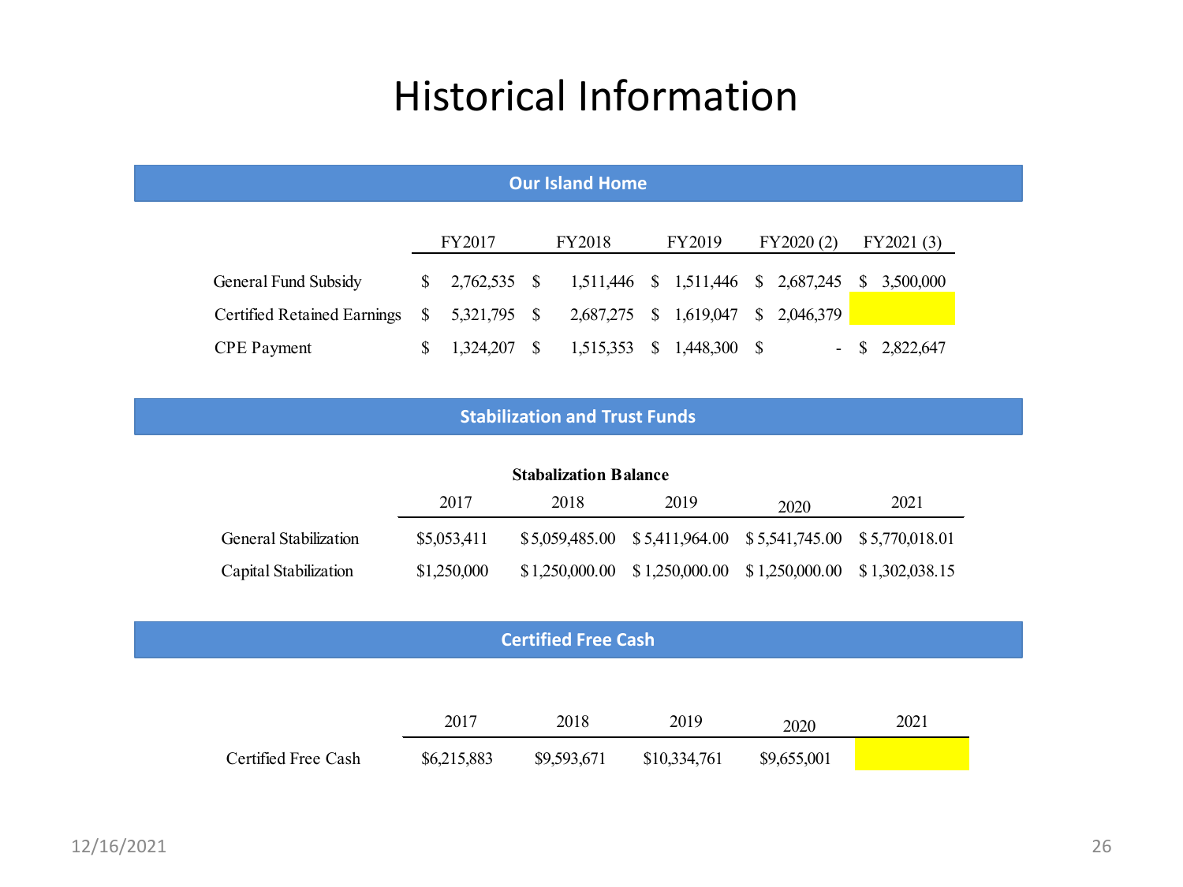# Historical Information

## Our Island Home

| | FY2017 | FY2018 | FY2019 | FY2020 (2) | FY2021 (3) |
|---|---|---|---|---|---|
| General Fund Subsidy | $ 2,762,535 | $ 1,511,446 | $ 1,511,446 | $ 2,687,245 | $ 3,500,000 |
| Certified Retained Earnings | $ 5,321,795 | $ 2,687,275 | $ 1,619,047 | $ 2,046,379 | |
| CPE Payment | $ 1,324,207 | $ 1,515,353 | $ 1,448,300 | $ - | $ 2,822,647 |

## Stabilization and Trust Funds

**Stabalization Balance**

| | 2017 | 2018 | 2019 | 2020 | 2021 |
|---|---|---|---|---|---|
| General Stabilization | $5,053,411 | $ 5,059,485.00 | $ 5,411,964.00 | $ 5,541,745.00 | $ 5,770,018.01 |
| Capital Stabilization | $1,250,000 | $ 1,250,000.00 | $ 1,250,000.00 | $ 1,250,000.00 | $ 1,302,038.15 |

## Certified Free Cash

| | 2017 | 2018 | 2019 | 2020 | 2021 |
|---|---|---|---|---|---|
| Certified Free Cash | $6,215,883 | $9,593,671 | $10,334,761 | $9,655,001 | |

12/16/2021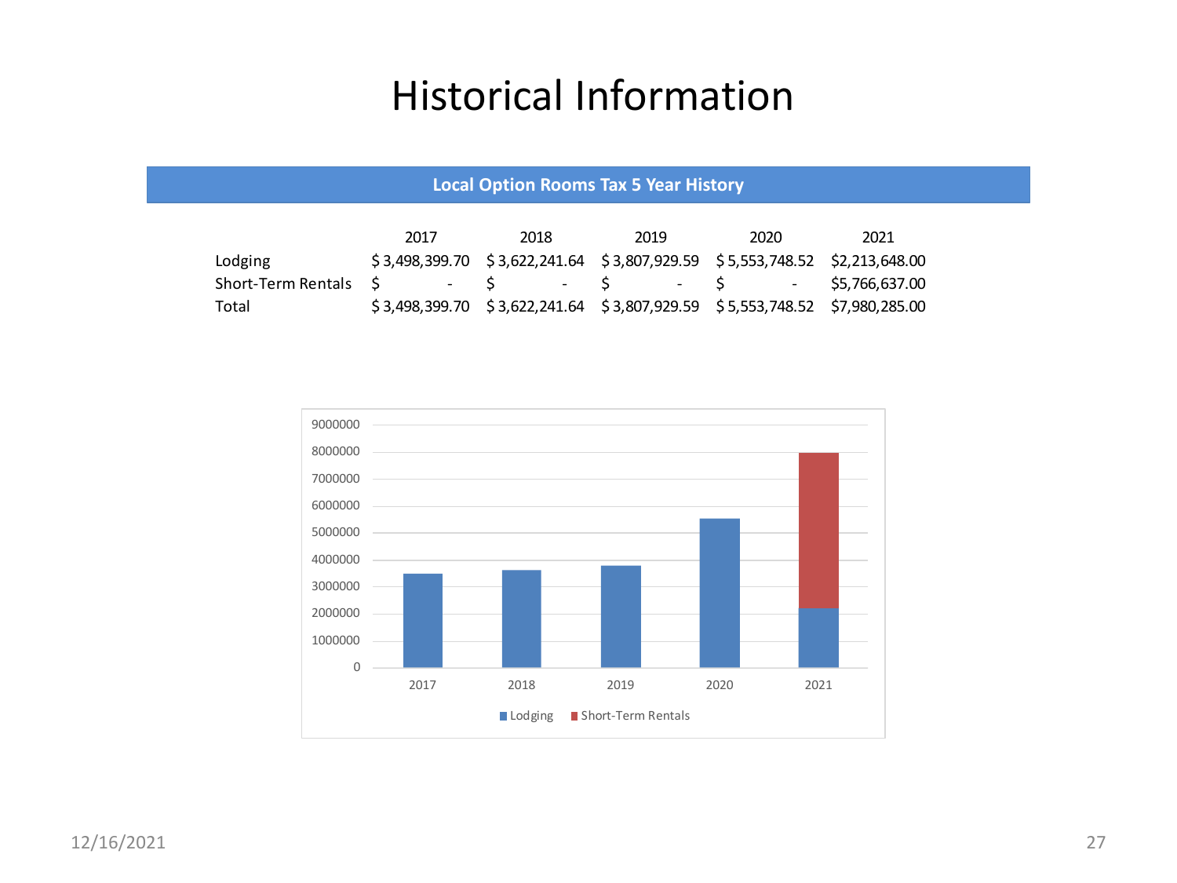# Historical Information

## Local Option Rooms Tax 5 Year History

| | 2017 | 2018 | 2019 | 2020 | 2021 |
|---|---|---|---|---|---|
| Lodging | $ 3,498,399.70 | $ 3,622,241.64 | $ 3,807,929.59 | $ 5,553,748.52 | $2,213,648.00 |
| Short-Term Rentals | $ - | $ - | $ - | $ - | $5,766,637.00 |
| Total | $ 3,498,399.70 | $ 3,622,241.64 | $ 3,807,929.59 | $ 5,553,748.52 | $7,980,285.00 |

9000000
8000000
7000000
6000000
5000000
4000000
3000000
2000000
1000000
0

2017 2018 2019 2020 2021

Lodging Short-Term Rentals

12/16/2021